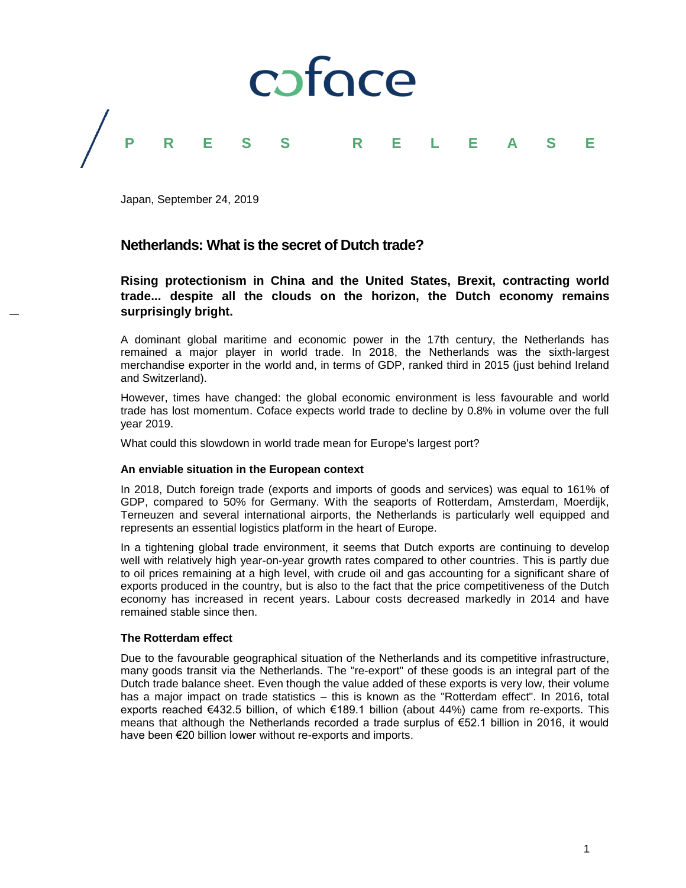coface

PRESS RELEASE

Japan, September 24, 2019

# Netherlands: What is the secret of Dutch trade?

**Rising protectionism in China and the United States, Brexit, contracting world trade... despite all the clouds on the horizon, the Dutch economy remains surprisingly bright.**

A dominant global maritime and economic power in the 17th century, the Netherlands has remained a major player in world trade. In 2018, the Netherlands was the sixth-largest merchandise exporter in the world and, in terms of GDP, ranked third in 2015 (just behind Ireland and Switzerland).

However, times have changed: the global economic environment is less favourable and world trade has lost momentum. Coface expects world trade to decline by 0.8% in volume over the full year 2019.

What could this slowdown in world trade mean for Europe's largest port?

### An enviable situation in the European context

In 2018, Dutch foreign trade (exports and imports of goods and services) was equal to 161% of GDP, compared to 50% for Germany. With the seaports of Rotterdam, Amsterdam, Moerdijk, Terneuzen and several international airports, the Netherlands is particularly well equipped and represents an essential logistics platform in the heart of Europe.

In a tightening global trade environment, it seems that Dutch exports are continuing to develop well with relatively high year-on-year growth rates compared to other countries. This is partly due to oil prices remaining at a high level, with crude oil and gas accounting for a significant share of exports produced in the country, but is also to the fact that the price competitiveness of the Dutch economy has increased in recent years. Labour costs decreased markedly in 2014 and have remained stable since then.

### The Rotterdam effect

Due to the favourable geographical situation of the Netherlands and its competitive infrastructure, many goods transit via the Netherlands. The "re-export" of these goods is an integral part of the Dutch trade balance sheet. Even though the value added of these exports is very low, their volume has a major impact on trade statistics – this is known as the "Rotterdam effect". In 2016, total exports reached €432.5 billion, of which €189.1 billion (about 44%) came from re-exports. This means that although the Netherlands recorded a trade surplus of €52.1 billion in 2016, it would have been €20 billion lower without re-exports and imports.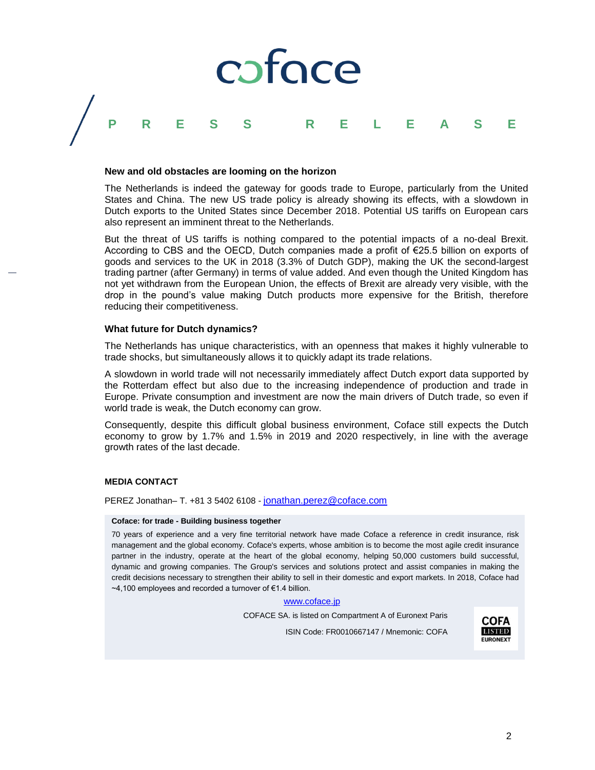**PRESS RELEASE**

### New and old obstacles are looming on the horizon

The Netherlands is indeed the gateway for goods trade to Europe, particularly from the United States and China. The new US trade policy is already showing its effects, with a slowdown in Dutch exports to the United States since December 2018. Potential US tariffs on European cars also represent an imminent threat to the Netherlands.

But the threat of US tariffs is nothing compared to the potential impacts of a no-deal Brexit. According to CBS and the OECD, Dutch companies made a profit of €25.5 billion on exports of goods and services to the UK in 2018 (3.3% of Dutch GDP), making the UK the second-largest trading partner (after Germany) in terms of value added. And even though the United Kingdom has not yet withdrawn from the European Union, the effects of Brexit are already very visible, with the drop in the pound's value making Dutch products more expensive for the British, therefore reducing their competitiveness.

### What future for Dutch dynamics?

The Netherlands has unique characteristics, with an openness that makes it highly vulnerable to trade shocks, but simultaneously allows it to quickly adapt its trade relations.

A slowdown in world trade will not necessarily immediately affect Dutch export data supported by the Rotterdam effect but also due to the increasing independence of production and trade in Europe. Private consumption and investment are now the main drivers of Dutch trade, so even if world trade is weak, the Dutch economy can grow.

Consequently, despite this difficult global business environment, Coface still expects the Dutch economy to grow by 1.7% and 1.5% in 2019 and 2020 respectively, in line with the average growth rates of the last decade.

**MEDIA CONTACT**

PEREZ Jonathan– T. +81 3 5402 6108 - jonathan.perez@coface.com

**Coface: for trade - Building business together**

70 years of experience and a very fine territorial network have made Coface a reference in credit insurance, risk management and the global economy. Coface's experts, whose ambition is to become the most agile credit insurance partner in the industry, operate at the heart of the global economy, helping 50,000 customers build successful, dynamic and growing companies. The Group's services and solutions protect and assist companies in making the credit decisions necessary to strengthen their ability to sell in their domestic and export markets. In 2018, Coface had ~4,100 employees and recorded a turnover of €1.4 billion.

www.coface.jp

COFACE SA. is listed on Compartment A of Euronext Paris

ISIN Code: FR0010667147 / Mnemonic: COFA

COFA LISTED EURONEXT